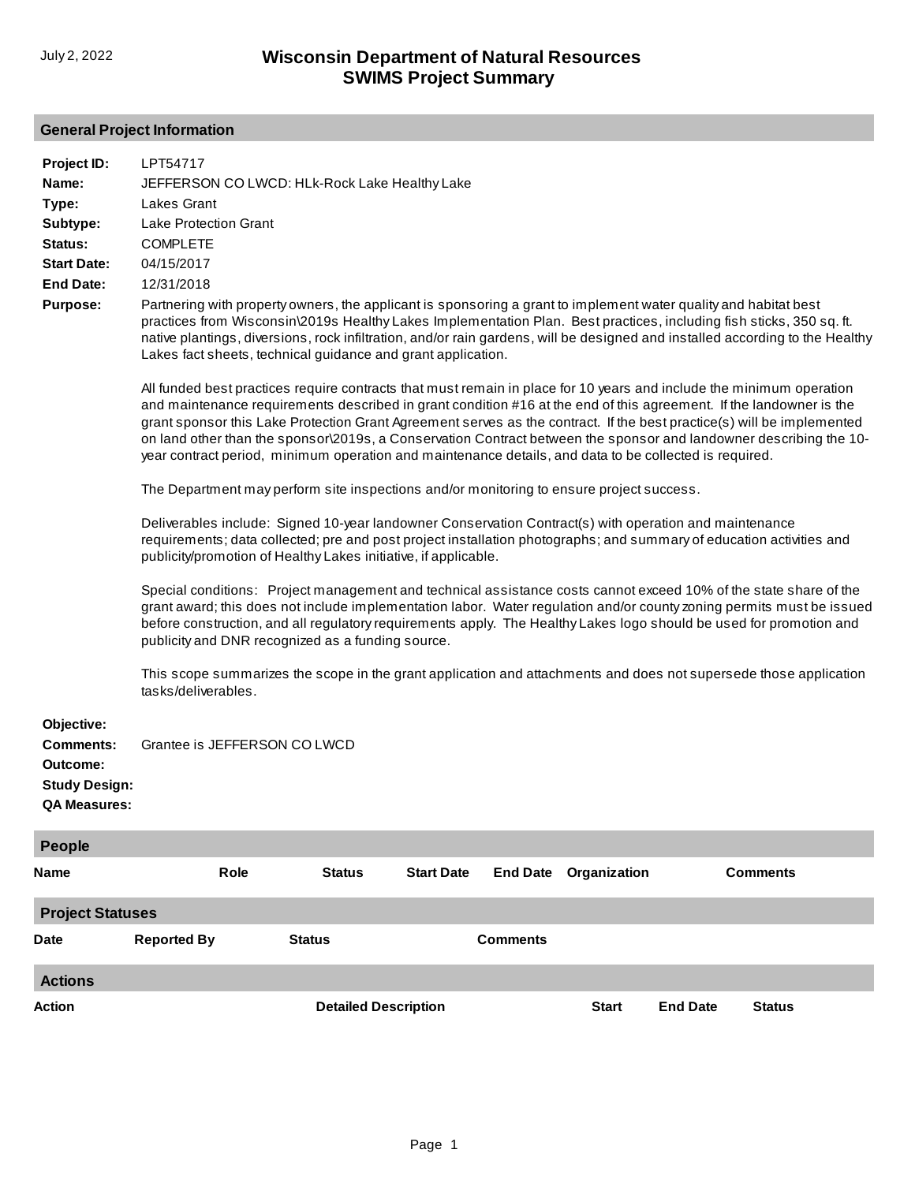# Wisconsin Department of Natural Resources
# SWIMS Project Summary

July 2, 2022

## General Project Information

**Project ID:** LPT54717

**Name:** JEFFERSON CO LWCD: HLk-Rock Lake Healthy Lake

**Type:** Lakes Grant

**Subtype:** Lake Protection Grant

**Status:** COMPLETE

**Start Date:** 04/15/2017

**End Date:** 12/31/2018

**Purpose:** Partnering with property owners, the applicant is sponsoring a grant to implement water quality and habitat best practices from Wisconsin\2019s Healthy Lakes Implementation Plan. Best practices, including fish sticks, 350 sq. ft. native plantings, diversions, rock infiltration, and/or rain gardens, will be designed and installed according to the Healthy Lakes fact sheets, technical guidance and grant application.

All funded best practices require contracts that must remain in place for 10 years and include the minimum operation and maintenance requirements described in grant condition #16 at the end of this agreement. If the landowner is the grant sponsor this Lake Protection Grant Agreement serves as the contract. If the best practice(s) will be implemented on land other than the sponsor\2019s, a Conservation Contract between the sponsor and landowner describing the 10-year contract period, minimum operation and maintenance details, and data to be collected is required.

The Department may perform site inspections and/or monitoring to ensure project success.

Deliverables include: Signed 10-year landowner Conservation Contract(s) with operation and maintenance requirements; data collected; pre and post project installation photographs; and summary of education activities and publicity/promotion of Healthy Lakes initiative, if applicable.

Special conditions: Project management and technical assistance costs cannot exceed 10% of the state share of the grant award; this does not include implementation labor. Water regulation and/or county zoning permits must be issued before construction, and all regulatory requirements apply. The Healthy Lakes logo should be used for promotion and publicity and DNR recognized as a funding source.

This scope summarizes the scope in the grant application and attachments and does not supersede those application tasks/deliverables.

**Objective:**

**Comments:** Grantee is JEFFERSON CO LWCD

**Outcome:**

**Study Design:**

**QA Measures:**

## People

| Name | Role | Status | Start Date | End Date | Organization | Comments |
|---|---|---|---|---|---|---|

## Project Statuses

| Date | Reported By | Status | Comments |
|---|---|---|---|

## Actions

| Action | Detailed Description | Start | End Date | Status |
|---|---|---|---|---|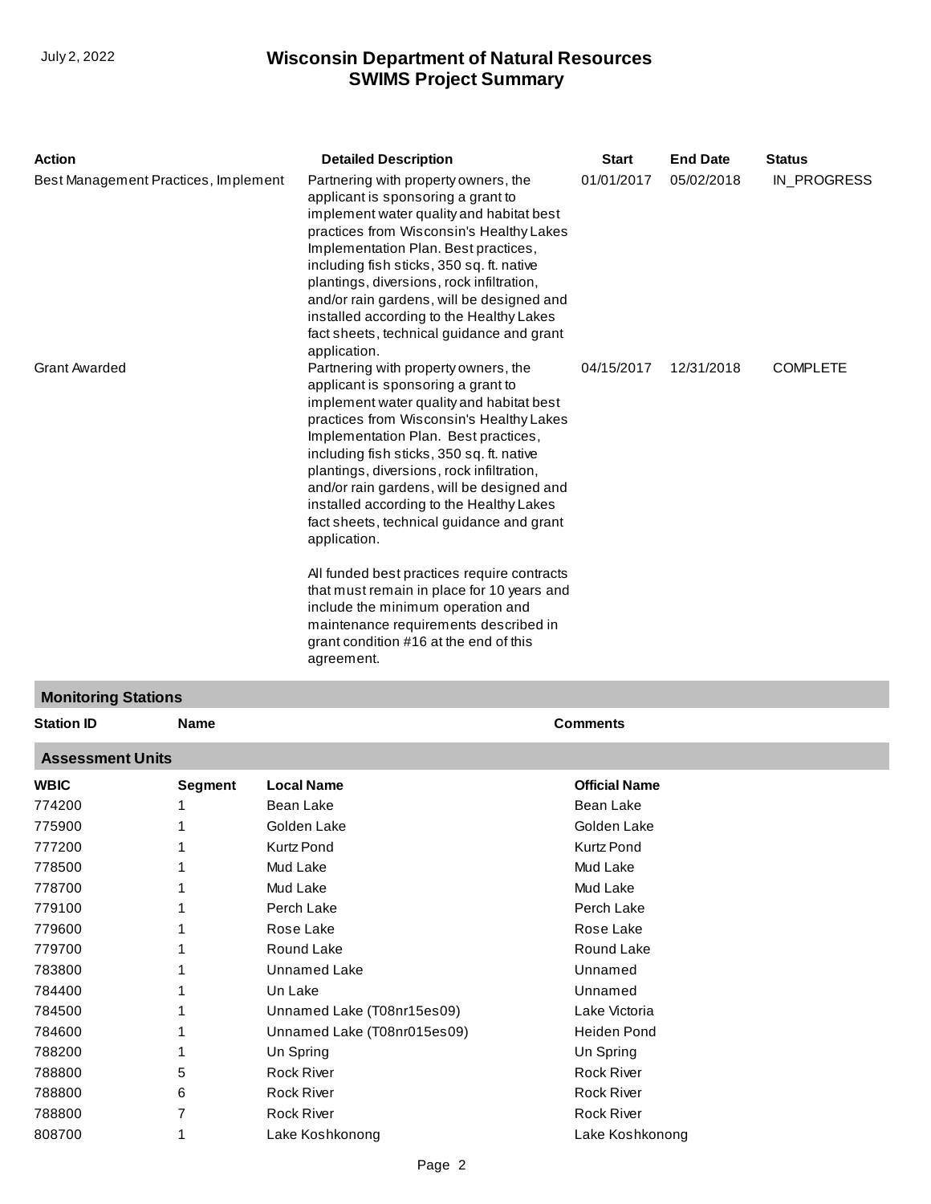| Action | Detailed Description | Start | End Date | Status |
|---|---|---|---|---|
| Best Management Practices, Implement | Partnering with property owners, the applicant is sponsoring a grant to implement water quality and habitat best practices from Wisconsin's Healthy Lakes Implementation Plan. Best practices, including fish sticks, 350 sq. ft. native plantings, diversions, rock infiltration, and/or rain gardens, will be designed and installed according to the Healthy Lakes fact sheets, technical guidance and grant application. | 01/01/2017 | 05/02/2018 | IN_PROGRESS |
| Grant Awarded | Partnering with property owners, the applicant is sponsoring a grant to implement water quality and habitat best practices from Wisconsin's Healthy Lakes Implementation Plan. Best practices, including fish sticks, 350 sq. ft. native plantings, diversions, rock infiltration, and/or rain gardens, will be designed and installed according to the Healthy Lakes fact sheets, technical guidance and grant application.<br><br>All funded best practices require contracts that must remain in place for 10 years and include the minimum operation and maintenance requirements described in grant condition #16 at the end of this agreement. | 04/15/2017 | 12/31/2018 | COMPLETE |

## Monitoring Stations

| Station ID | Name | Comments |
|---|---|---|

## Assessment Units

| WBIC | Segment | Local Name | Official Name |
|---|---|---|---|
| 774200 | 1 | Bean Lake | Bean Lake |
| 775900 | 1 | Golden Lake | Golden Lake |
| 777200 | 1 | Kurtz Pond | Kurtz Pond |
| 778500 | 1 | Mud Lake | Mud Lake |
| 778700 | 1 | Mud Lake | Mud Lake |
| 779100 | 1 | Perch Lake | Perch Lake |
| 779600 | 1 | Rose Lake | Rose Lake |
| 779700 | 1 | Round Lake | Round Lake |
| 783800 | 1 | Unnamed Lake | Unnamed |
| 784400 | 1 | Un Lake | Unnamed |
| 784500 | 1 | Unnamed Lake (T08nr15es09) | Lake Victoria |
| 784600 | 1 | Unnamed Lake (T08nr015es09) | Heiden Pond |
| 788200 | 1 | Un Spring | Un Spring |
| 788800 | 5 | Rock River | Rock River |
| 788800 | 6 | Rock River | Rock River |
| 788800 | 7 | Rock River | Rock River |
| 808700 | 1 | Lake Koshkonong | Lake Koshkonong |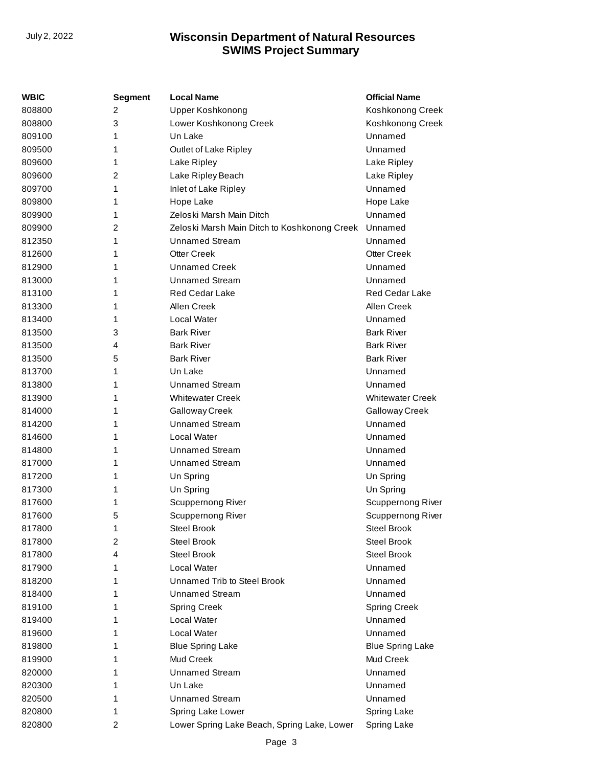| WBIC | Segment | Local Name | Official Name |
|---|---|---|---|
| 808800 | 2 | Upper Koshkonong | Koshkonong Creek |
| 808800 | 3 | Lower Koshkonong Creek | Koshkonong Creek |
| 809100 | 1 | Un Lake | Unnamed |
| 809500 | 1 | Outlet of Lake Ripley | Unnamed |
| 809600 | 1 | Lake Ripley | Lake Ripley |
| 809600 | 2 | Lake Ripley Beach | Lake Ripley |
| 809700 | 1 | Inlet of Lake Ripley | Unnamed |
| 809800 | 1 | Hope Lake | Hope Lake |
| 809900 | 1 | Zeloski Marsh Main Ditch | Unnamed |
| 809900 | 2 | Zeloski Marsh Main Ditch to Koshkonong Creek | Unnamed |
| 812350 | 1 | Unnamed Stream | Unnamed |
| 812600 | 1 | Otter Creek | Otter Creek |
| 812900 | 1 | Unnamed Creek | Unnamed |
| 813000 | 1 | Unnamed Stream | Unnamed |
| 813100 | 1 | Red Cedar Lake | Red Cedar Lake |
| 813300 | 1 | Allen Creek | Allen Creek |
| 813400 | 1 | Local Water | Unnamed |
| 813500 | 3 | Bark River | Bark River |
| 813500 | 4 | Bark River | Bark River |
| 813500 | 5 | Bark River | Bark River |
| 813700 | 1 | Un Lake | Unnamed |
| 813800 | 1 | Unnamed Stream | Unnamed |
| 813900 | 1 | Whitewater Creek | Whitewater Creek |
| 814000 | 1 | Galloway Creek | Galloway Creek |
| 814200 | 1 | Unnamed Stream | Unnamed |
| 814600 | 1 | Local Water | Unnamed |
| 814800 | 1 | Unnamed Stream | Unnamed |
| 817000 | 1 | Unnamed Stream | Unnamed |
| 817200 | 1 | Un Spring | Un Spring |
| 817300 | 1 | Un Spring | Un Spring |
| 817600 | 1 | Scuppernong River | Scuppernong River |
| 817600 | 5 | Scuppernong River | Scuppernong River |
| 817800 | 1 | Steel Brook | Steel Brook |
| 817800 | 2 | Steel Brook | Steel Brook |
| 817800 | 4 | Steel Brook | Steel Brook |
| 817900 | 1 | Local Water | Unnamed |
| 818200 | 1 | Unnamed Trib to Steel Brook | Unnamed |
| 818400 | 1 | Unnamed Stream | Unnamed |
| 819100 | 1 | Spring Creek | Spring Creek |
| 819400 | 1 | Local Water | Unnamed |
| 819600 | 1 | Local Water | Unnamed |
| 819800 | 1 | Blue Spring Lake | Blue Spring Lake |
| 819900 | 1 | Mud Creek | Mud Creek |
| 820000 | 1 | Unnamed Stream | Unnamed |
| 820300 | 1 | Un Lake | Unnamed |
| 820500 | 1 | Unnamed Stream | Unnamed |
| 820800 | 1 | Spring Lake Lower | Spring Lake |
| 820800 | 2 | Lower Spring Lake Beach, Spring Lake, Lower | Spring Lake |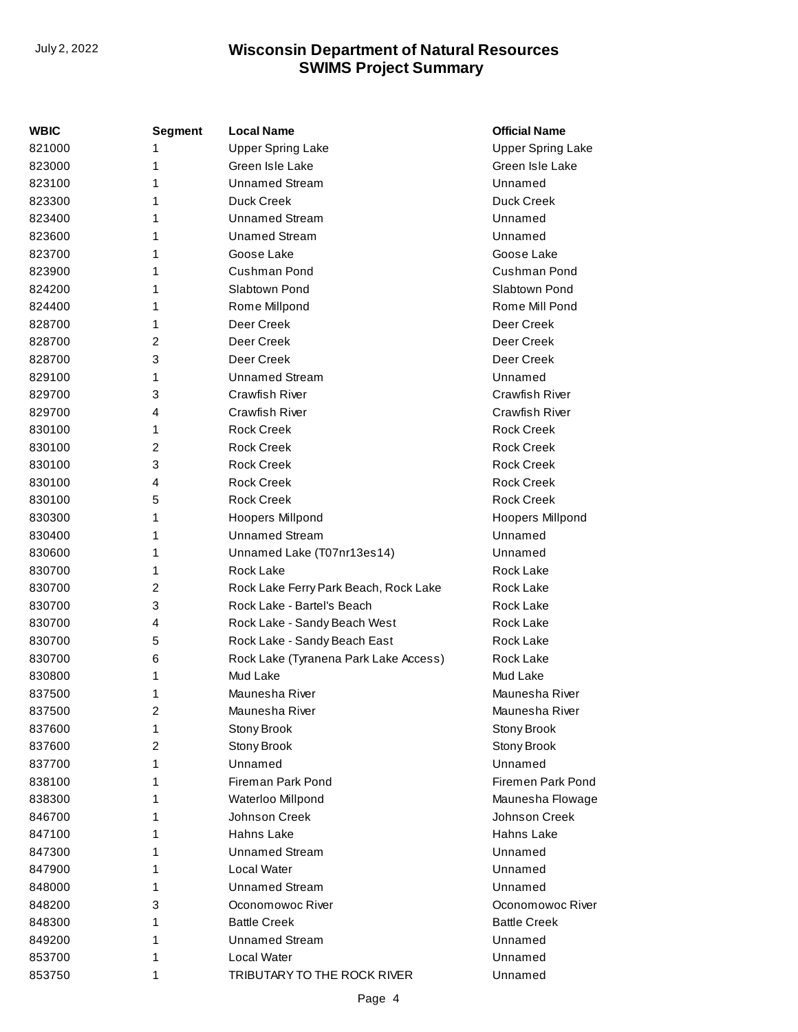| WBIC | Segment | Local Name | Official Name |
|---|---|---|---|
| 821000 | 1 | Upper Spring Lake | Upper Spring Lake |
| 823000 | 1 | Green Isle Lake | Green Isle Lake |
| 823100 | 1 | Unnamed Stream | Unnamed |
| 823300 | 1 | Duck Creek | Duck Creek |
| 823400 | 1 | Unnamed Stream | Unnamed |
| 823600 | 1 | Unamed Stream | Unnamed |
| 823700 | 1 | Goose Lake | Goose Lake |
| 823900 | 1 | Cushman Pond | Cushman Pond |
| 824200 | 1 | Slabtown Pond | Slabtown Pond |
| 824400 | 1 | Rome Millpond | Rome Mill Pond |
| 828700 | 1 | Deer Creek | Deer Creek |
| 828700 | 2 | Deer Creek | Deer Creek |
| 828700 | 3 | Deer Creek | Deer Creek |
| 829100 | 1 | Unnamed Stream | Unnamed |
| 829700 | 3 | Crawfish River | Crawfish River |
| 829700 | 4 | Crawfish River | Crawfish River |
| 830100 | 1 | Rock Creek | Rock Creek |
| 830100 | 2 | Rock Creek | Rock Creek |
| 830100 | 3 | Rock Creek | Rock Creek |
| 830100 | 4 | Rock Creek | Rock Creek |
| 830100 | 5 | Rock Creek | Rock Creek |
| 830300 | 1 | Hoopers Millpond | Hoopers Millpond |
| 830400 | 1 | Unnamed Stream | Unnamed |
| 830600 | 1 | Unnamed Lake (T07nr13es14) | Unnamed |
| 830700 | 1 | Rock Lake | Rock Lake |
| 830700 | 2 | Rock Lake Ferry Park Beach, Rock Lake | Rock Lake |
| 830700 | 3 | Rock Lake - Bartel's Beach | Rock Lake |
| 830700 | 4 | Rock Lake - Sandy Beach West | Rock Lake |
| 830700 | 5 | Rock Lake - Sandy Beach East | Rock Lake |
| 830700 | 6 | Rock Lake (Tyranena Park Lake Access) | Rock Lake |
| 830800 | 1 | Mud Lake | Mud Lake |
| 837500 | 1 | Maunesha River | Maunesha River |
| 837500 | 2 | Maunesha River | Maunesha River |
| 837600 | 1 | Stony Brook | Stony Brook |
| 837600 | 2 | Stony Brook | Stony Brook |
| 837700 | 1 | Unnamed | Unnamed |
| 838100 | 1 | Fireman Park Pond | Firemen Park Pond |
| 838300 | 1 | Waterloo Millpond | Maunesha Flowage |
| 846700 | 1 | Johnson Creek | Johnson Creek |
| 847100 | 1 | Hahns Lake | Hahns Lake |
| 847300 | 1 | Unnamed Stream | Unnamed |
| 847900 | 1 | Local Water | Unnamed |
| 848000 | 1 | Unnamed Stream | Unnamed |
| 848200 | 3 | Oconomowoc River | Oconomowoc River |
| 848300 | 1 | Battle Creek | Battle Creek |
| 849200 | 1 | Unnamed Stream | Unnamed |
| 853700 | 1 | Local Water | Unnamed |
| 853750 | 1 | TRIBUTARY TO THE ROCK RIVER | Unnamed |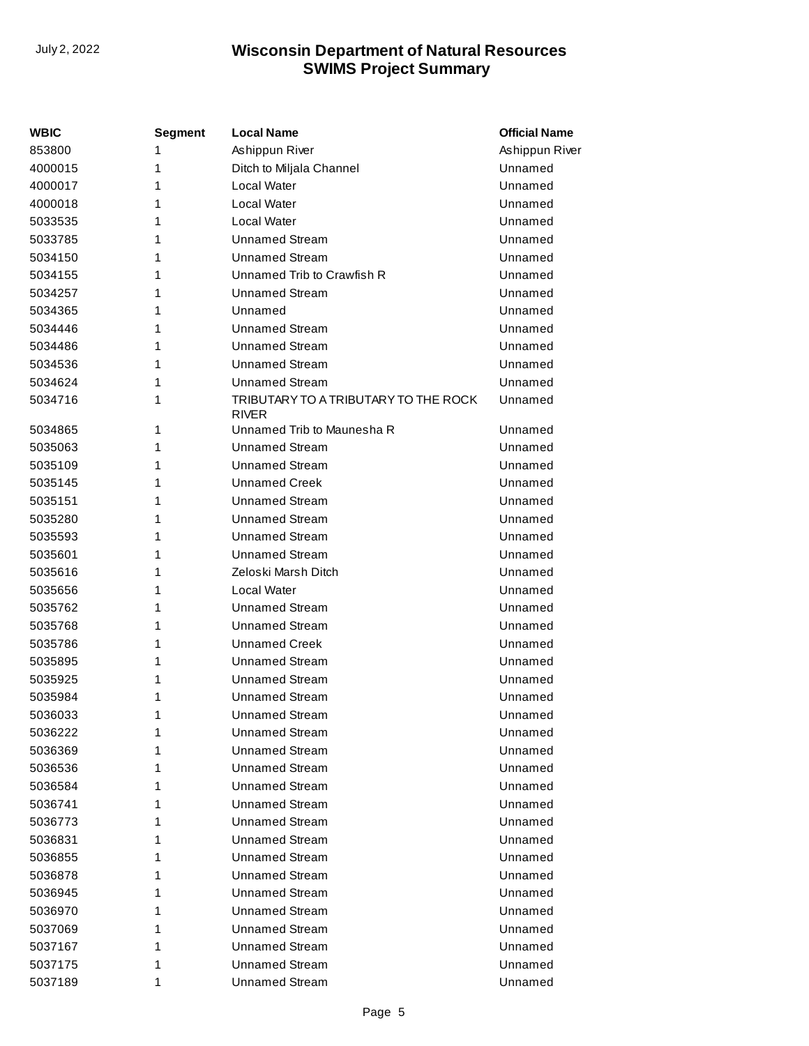| WBIC | Segment | Local Name | Official Name |
|---|---|---|---|
| 853800 | 1 | Ashippun River | Ashippun River |
| 4000015 | 1 | Ditch to Miljala Channel | Unnamed |
| 4000017 | 1 | Local Water | Unnamed |
| 4000018 | 1 | Local Water | Unnamed |
| 5033535 | 1 | Local Water | Unnamed |
| 5033785 | 1 | Unnamed Stream | Unnamed |
| 5034150 | 1 | Unnamed Stream | Unnamed |
| 5034155 | 1 | Unnamed Trib to Crawfish R | Unnamed |
| 5034257 | 1 | Unnamed Stream | Unnamed |
| 5034365 | 1 | Unnamed | Unnamed |
| 5034446 | 1 | Unnamed Stream | Unnamed |
| 5034486 | 1 | Unnamed Stream | Unnamed |
| 5034536 | 1 | Unnamed Stream | Unnamed |
| 5034624 | 1 | Unnamed Stream | Unnamed |
| 5034716 | 1 | TRIBUTARY TO A TRIBUTARY TO THE ROCK RIVER | Unnamed |
| 5034865 | 1 | Unnamed Trib to Maunesha R | Unnamed |
| 5035063 | 1 | Unnamed Stream | Unnamed |
| 5035109 | 1 | Unnamed Stream | Unnamed |
| 5035145 | 1 | Unnamed Creek | Unnamed |
| 5035151 | 1 | Unnamed Stream | Unnamed |
| 5035280 | 1 | Unnamed Stream | Unnamed |
| 5035593 | 1 | Unnamed Stream | Unnamed |
| 5035601 | 1 | Unnamed Stream | Unnamed |
| 5035616 | 1 | Zeloski Marsh Ditch | Unnamed |
| 5035656 | 1 | Local Water | Unnamed |
| 5035762 | 1 | Unnamed Stream | Unnamed |
| 5035768 | 1 | Unnamed Stream | Unnamed |
| 5035786 | 1 | Unnamed Creek | Unnamed |
| 5035895 | 1 | Unnamed Stream | Unnamed |
| 5035925 | 1 | Unnamed Stream | Unnamed |
| 5035984 | 1 | Unnamed Stream | Unnamed |
| 5036033 | 1 | Unnamed Stream | Unnamed |
| 5036222 | 1 | Unnamed Stream | Unnamed |
| 5036369 | 1 | Unnamed Stream | Unnamed |
| 5036536 | 1 | Unnamed Stream | Unnamed |
| 5036584 | 1 | Unnamed Stream | Unnamed |
| 5036741 | 1 | Unnamed Stream | Unnamed |
| 5036773 | 1 | Unnamed Stream | Unnamed |
| 5036831 | 1 | Unnamed Stream | Unnamed |
| 5036855 | 1 | Unnamed Stream | Unnamed |
| 5036878 | 1 | Unnamed Stream | Unnamed |
| 5036945 | 1 | Unnamed Stream | Unnamed |
| 5036970 | 1 | Unnamed Stream | Unnamed |
| 5037069 | 1 | Unnamed Stream | Unnamed |
| 5037167 | 1 | Unnamed Stream | Unnamed |
| 5037175 | 1 | Unnamed Stream | Unnamed |
| 5037189 | 1 | Unnamed Stream | Unnamed |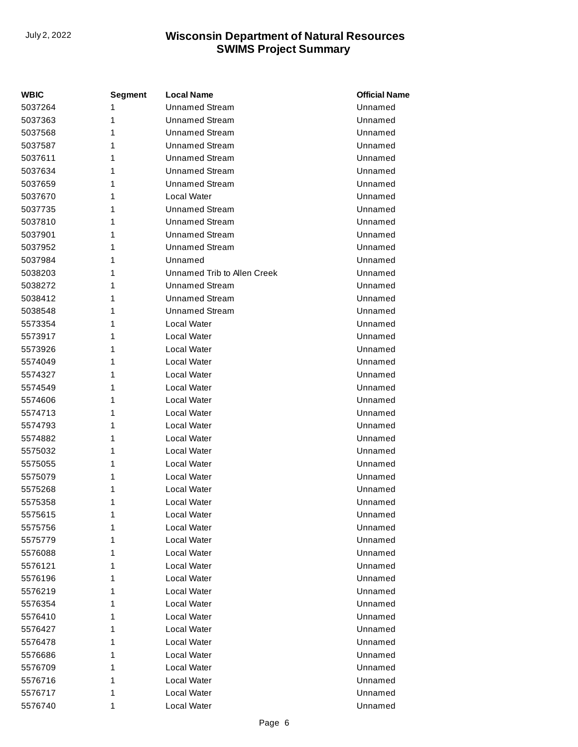| WBIC | Segment | Local Name | Official Name |
|---|---|---|---|
| 5037264 | 1 | Unnamed Stream | Unnamed |
| 5037363 | 1 | Unnamed Stream | Unnamed |
| 5037568 | 1 | Unnamed Stream | Unnamed |
| 5037587 | 1 | Unnamed Stream | Unnamed |
| 5037611 | 1 | Unnamed Stream | Unnamed |
| 5037634 | 1 | Unnamed Stream | Unnamed |
| 5037659 | 1 | Unnamed Stream | Unnamed |
| 5037670 | 1 | Local Water | Unnamed |
| 5037735 | 1 | Unnamed Stream | Unnamed |
| 5037810 | 1 | Unnamed Stream | Unnamed |
| 5037901 | 1 | Unnamed Stream | Unnamed |
| 5037952 | 1 | Unnamed Stream | Unnamed |
| 5037984 | 1 | Unnamed | Unnamed |
| 5038203 | 1 | Unnamed Trib to Allen Creek | Unnamed |
| 5038272 | 1 | Unnamed Stream | Unnamed |
| 5038412 | 1 | Unnamed Stream | Unnamed |
| 5038548 | 1 | Unnamed Stream | Unnamed |
| 5573354 | 1 | Local Water | Unnamed |
| 5573917 | 1 | Local Water | Unnamed |
| 5573926 | 1 | Local Water | Unnamed |
| 5574049 | 1 | Local Water | Unnamed |
| 5574327 | 1 | Local Water | Unnamed |
| 5574549 | 1 | Local Water | Unnamed |
| 5574606 | 1 | Local Water | Unnamed |
| 5574713 | 1 | Local Water | Unnamed |
| 5574793 | 1 | Local Water | Unnamed |
| 5574882 | 1 | Local Water | Unnamed |
| 5575032 | 1 | Local Water | Unnamed |
| 5575055 | 1 | Local Water | Unnamed |
| 5575079 | 1 | Local Water | Unnamed |
| 5575268 | 1 | Local Water | Unnamed |
| 5575358 | 1 | Local Water | Unnamed |
| 5575615 | 1 | Local Water | Unnamed |
| 5575756 | 1 | Local Water | Unnamed |
| 5575779 | 1 | Local Water | Unnamed |
| 5576088 | 1 | Local Water | Unnamed |
| 5576121 | 1 | Local Water | Unnamed |
| 5576196 | 1 | Local Water | Unnamed |
| 5576219 | 1 | Local Water | Unnamed |
| 5576354 | 1 | Local Water | Unnamed |
| 5576410 | 1 | Local Water | Unnamed |
| 5576427 | 1 | Local Water | Unnamed |
| 5576478 | 1 | Local Water | Unnamed |
| 5576686 | 1 | Local Water | Unnamed |
| 5576709 | 1 | Local Water | Unnamed |
| 5576716 | 1 | Local Water | Unnamed |
| 5576717 | 1 | Local Water | Unnamed |
| 5576740 | 1 | Local Water | Unnamed |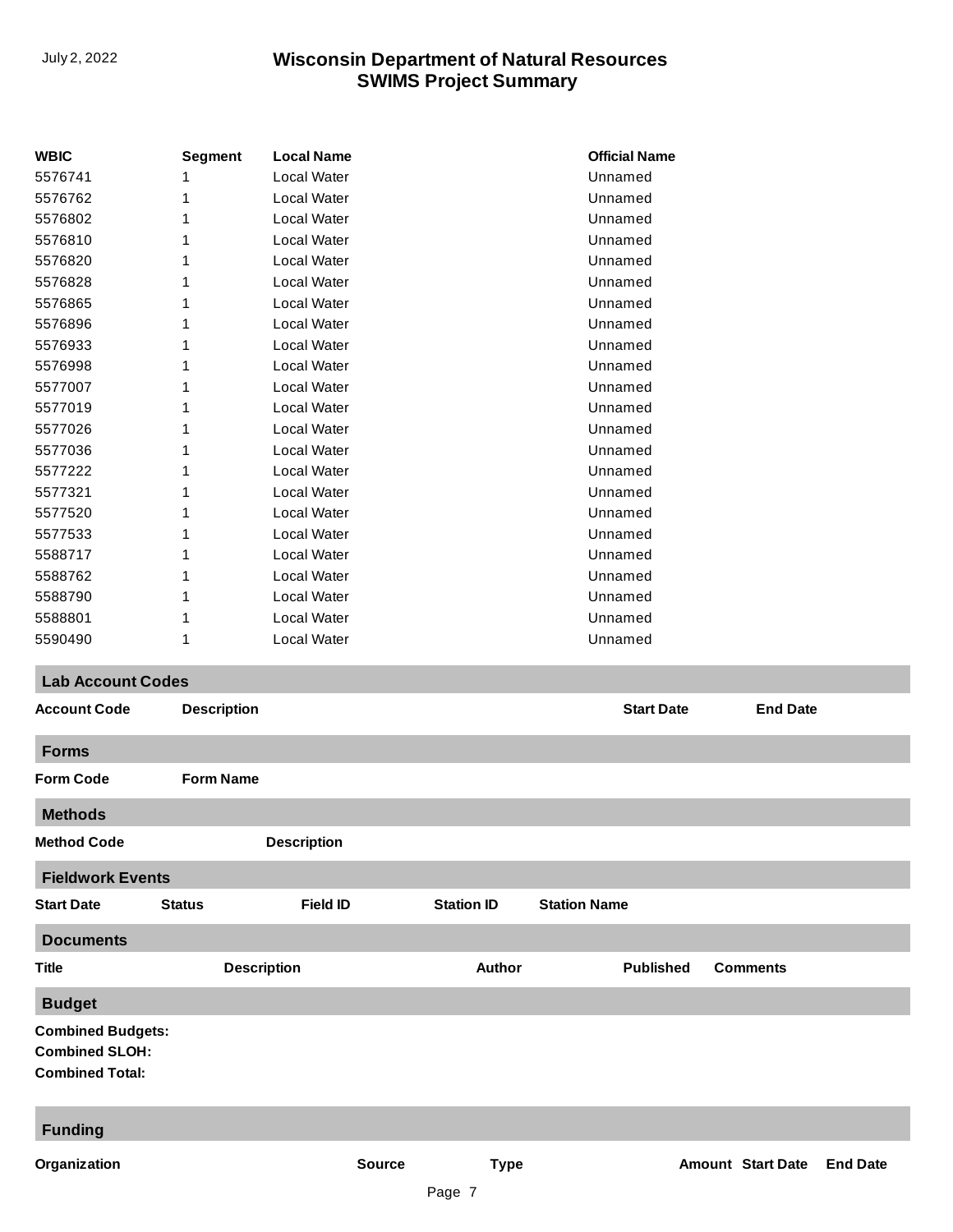| WBIC | Segment | Local Name | Official Name |
|---|---|---|---|
| 5576741 | 1 | Local Water | Unnamed |
| 5576762 | 1 | Local Water | Unnamed |
| 5576802 | 1 | Local Water | Unnamed |
| 5576810 | 1 | Local Water | Unnamed |
| 5576820 | 1 | Local Water | Unnamed |
| 5576828 | 1 | Local Water | Unnamed |
| 5576865 | 1 | Local Water | Unnamed |
| 5576896 | 1 | Local Water | Unnamed |
| 5576933 | 1 | Local Water | Unnamed |
| 5576998 | 1 | Local Water | Unnamed |
| 5577007 | 1 | Local Water | Unnamed |
| 5577019 | 1 | Local Water | Unnamed |
| 5577026 | 1 | Local Water | Unnamed |
| 5577036 | 1 | Local Water | Unnamed |
| 5577222 | 1 | Local Water | Unnamed |
| 5577321 | 1 | Local Water | Unnamed |
| 5577520 | 1 | Local Water | Unnamed |
| 5577533 | 1 | Local Water | Unnamed |
| 5588717 | 1 | Local Water | Unnamed |
| 5588762 | 1 | Local Water | Unnamed |
| 5588790 | 1 | Local Water | Unnamed |
| 5588801 | 1 | Local Water | Unnamed |
| 5590490 | 1 | Local Water | Unnamed |

## Lab Account Codes

| Account Code | Description | Start Date | End Date |
|---|---|---|---|

## Forms

| Form Code | Form Name |
|---|---|

## Methods

| Method Code | Description |
|---|---|

## Fieldwork Events

| Start Date | Status | Field ID | Station ID | Station Name |
|---|---|---|---|---|

## Documents

| Title | Description | Author | Published | Comments |
|---|---|---|---|---|

## Budget

**Combined Budgets:**
**Combined SLOH:**
**Combined Total:**

## Funding

| Organization | Source | Type | Amount | Start Date | End Date |
|---|---|---|---|---|---|